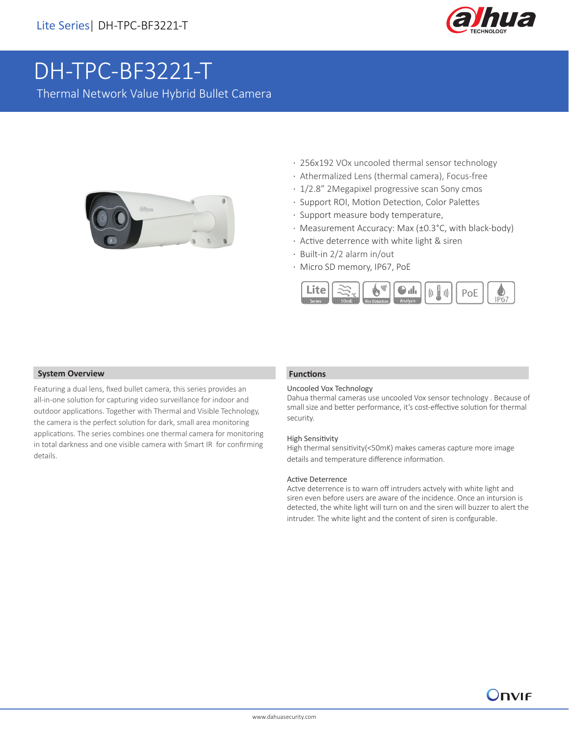Lite Series| DH-TPC-BF3221-T

# DH-TPC-BF3221-T

Thermal Network Value Hybrid Bullet Camera

- 256x192 VOx uncooled thermal sensor technology
- Athermalized Lens (thermal camera), Focus-free
- 1/2.8" 2Megapixel progressive scan Sony cmos
- Support ROI, Motion Detection, Color Palettes
- Support measure body temperature,
- Measurement Accuracy: Max (±0.3°C, with black-body)
- Active deterrence with white light & siren
- Built-in 2/2 alarm in/out
- Micro SD memory, IP67, PoE

## System Overview

Featuring a dual lens, fixed bullet camera, this series provides an all-in-one solution for capturing video surveillance for indoor and outdoor applications. Together with Thermal and Visible Technology, the camera is the perfect solution for dark, small area monitoring applications. The series combines one thermal camera for monitoring in total darkness and one visible camera with Smart IR for confirming details.

## Functions

### Uncooled Vox Technology

Dahua thermal cameras use uncooled Vox sensor technology . Because of small size and better performance, it's cost-effective solution for thermal security.

### High Sensitivity

High thermal sensitivity(<50mK) makes cameras capture more image details and temperature difference information.

### Active Deterrence

Actve deterrence is to warn off intruders actvely with white light and siren even before users are aware of the incidence. Once an intrusion is detected, the white light will turn on and the siren will buzzer to alert the intruder. The white light and the content of siren is confgurable.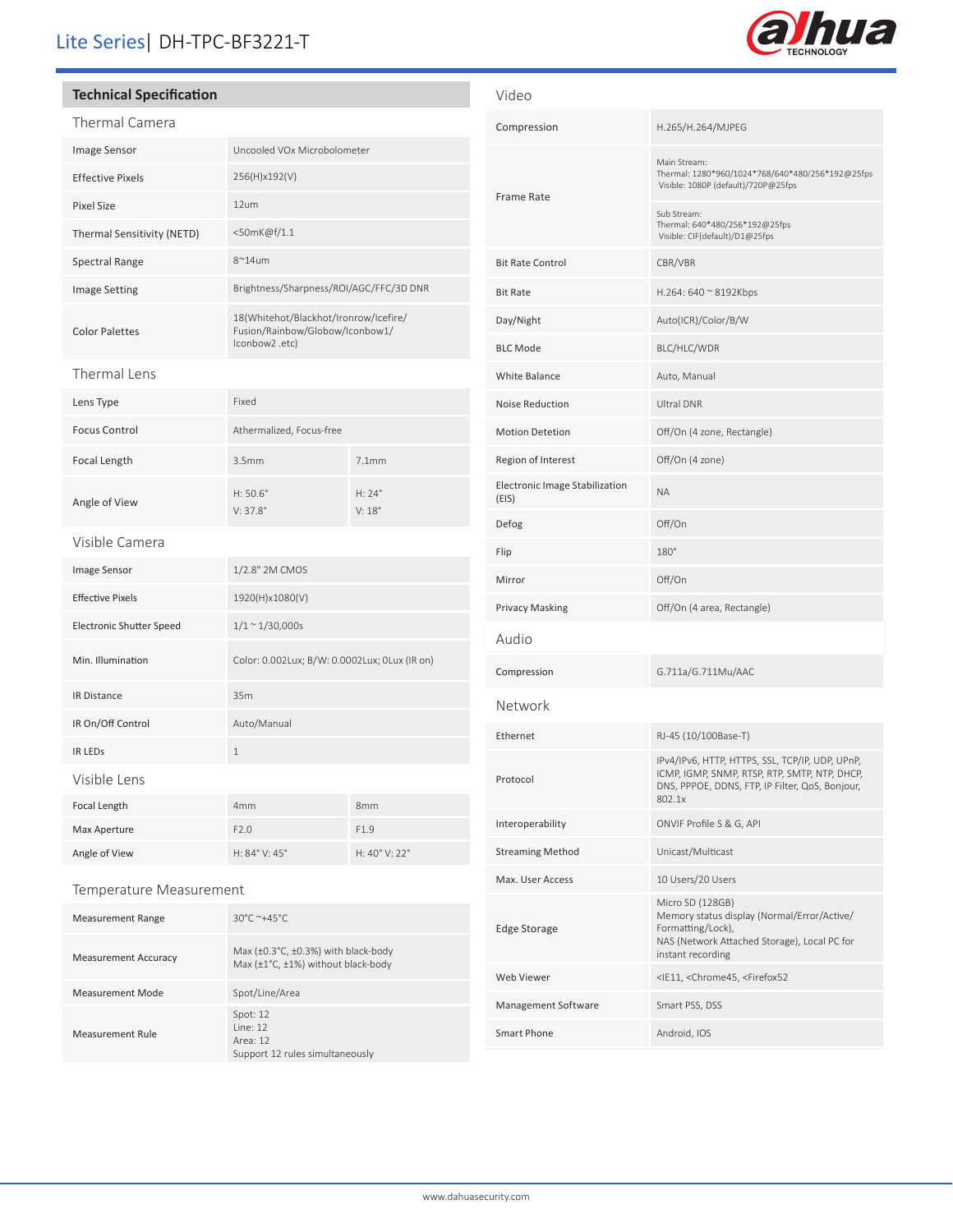# Lite Series| DH-TPC-BF3221-T

## Technical Specification

### Thermal Camera

| | |
|---|---|
| Image Sensor | Uncooled VOx Microbolometer |
| Effective Pixels | 256(H)x192(V) |
| Pixel Size | 12um |
| Thermal Sensitivity (NETD) | <50mK@f/1.1 |
| Spectral Range | 8~14um |
| Image Setting | Brightness/Sharpness/ROI/AGC/FFC/3D DNR |
| Color Palettes | 18(Whitehot/Blackhot/Ironrow/Icefire/ Fusion/Rainbow/Globow/Iconbow1/ Iconbow2 .etc) |

### Thermal Lens

| | | |
|---|---|---|
| Lens Type | Fixed | |
| Focus Control | Athermalized, Focus-free | |
| Focal Length | 3.5mm | 7.1mm |
| Angle of View | H: 50.6° V: 37.8° | H: 24° V: 18° |

### Visible Camera

| | |
|---|---|
| Image Sensor | 1/2.8" 2M CMOS |
| Effective Pixels | 1920(H)x1080(V) |
| Electronic Shutter Speed | 1/1 ~ 1/30,000s |
| Min. Illumination | Color: 0.002Lux; B/W: 0.0002Lux; 0Lux (IR on) |
| IR Distance | 35m |
| IR On/Off Control | Auto/Manual |
| IR LEDs | 1 |

### Visible Lens

| | | |
|---|---|---|
| Focal Length | 4mm | 8mm |
| Max Aperture | F2.0 | F1.9 |
| Angle of View | H: 84° V: 45° | H: 40° V: 22° |

### Temperature Measurement

| | |
|---|---|
| Measurement Range | 30°C ~+45°C |
| Measurement Accuracy | Max (±0.3°C, ±0.3%) with black-body<br>Max (±1°C, ±1%) without black-body |
| Measurement Mode | Spot/Line/Area |
| Measurement Rule | Spot: 12<br>Line: 12<br>Area: 12<br>Support 12 rules simultaneously |

### Video

| | |
|---|---|
| Compression | H.265/H.264/MJPEG |
| Frame Rate | Main Stream:<br>Thermal: 1280*960/1024*768/640*480/256*192@25fps<br>Visible: 1080P (default)/720P@25fps |
| | Sub Stream:<br>Thermal: 640*480/256*192@25fps<br>Visible: CIF(default)/D1@25fps |
| Bit Rate Control | CBR/VBR |
| Bit Rate | H.264: 640 ~ 8192Kbps |
| Day/Night | Auto(ICR)/Color/B/W |
| BLC Mode | BLC/HLC/WDR |
| White Balance | Auto, Manual |
| Noise Reduction | Ultral DNR |
| Motion Detetion | Off/On (4 zone, Rectangle) |
| Region of Interest | Off/On (4 zone) |
| Electronic Image Stabilization (EIS) | NA |
| Defog | Off/On |
| Flip | 180° |
| Mirror | Off/On |
| Privacy Masking | Off/On (4 area, Rectangle) |

### Audio

| | |
|---|---|
| Compression | G.711a/G.711Mu/AAC |

### Network

| | |
|---|---|
| Ethernet | RJ-45 (10/100Base-T) |
| Protocol | IPv4/IPv6, HTTP, HTTPS, SSL, TCP/IP, UDP, UPnP, ICMP, IGMP, SNMP, RTSP, RTP, SMTP, NTP, DHCP, DNS, PPPOE, DDNS, FTP, IP Filter, QoS, Bonjour, 802.1x |
| Interoperability | ONVIF Profile S & G, API |
| Streaming Method | Unicast/Multicast |
| Max. User Access | 10 Users/20 Users |
| Edge Storage | Micro SD (128GB)<br>Memory status display (Normal/Error/Active/ Formatting/Lock),<br>NAS (Network Attached Storage), Local PC for instant recording |
| Web Viewer | <IE11, <Chrome45, <Firefox52 |
| Management Software | Smart PSS, DSS |
| Smart Phone | Android, IOS |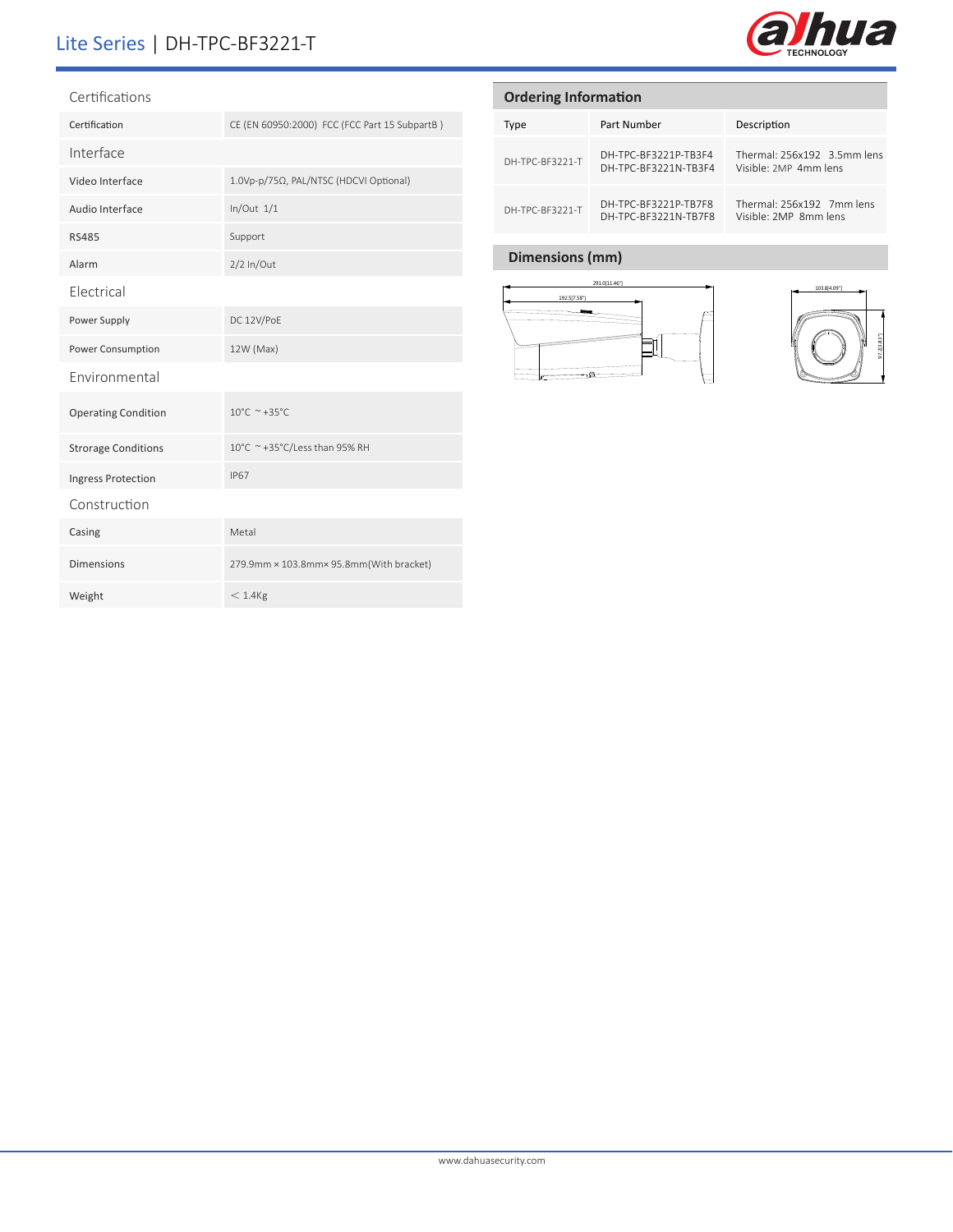| | |
|---|---|
| **Certifications** | |
| Certification | CE (EN 60950:2000) FCC (FCC Part 15 SubpartB ) |
| **Interface** | |
| Video Interface | 1.0Vp-p/75Ω, PAL/NTSC (HDCVI Optional) |
| Audio Interface | In/Out 1/1 |
| RS485 | Support |
| Alarm | 2/2 In/Out |
| **Electrical** | |
| Power Supply | DC 12V/PoE |
| Power Consumption | 12W (Max) |
| **Environmental** | |
| Operating Condition | 10°C ~+35°C |
| Strorage Conditions | 10°C ~+35°C/Less than 95% RH |
| Ingress Protection | IP67 |
| **Construction** | |
| Casing | Metal |
| Dimensions | 279.9mm × 103.8mm× 95.8mm(With bracket) |
| Weight | < 1.4Kg |

## Ordering Information

| Type | Part Number | Description |
|---|---|---|
| DH-TPC-BF3221-T | DH-TPC-BF3221P-TB3F4<br>DH-TPC-BF3221N-TB3F4 | Thermal: 256x192 3.5mm lens<br>Visible: 2MP 4mm lens |
| DH-TPC-BF3221-T | DH-TPC-BF3221P-TB7F8<br>DH-TPC-BF3221N-TB7F8 | Thermal: 256x192 7mm lens<br>Visible: 2MP 8mm lens |

## Dimensions (mm)

291.0[11.46"]

192.5[7.58"]

103.8[4.09"]

97.2[3.83"]